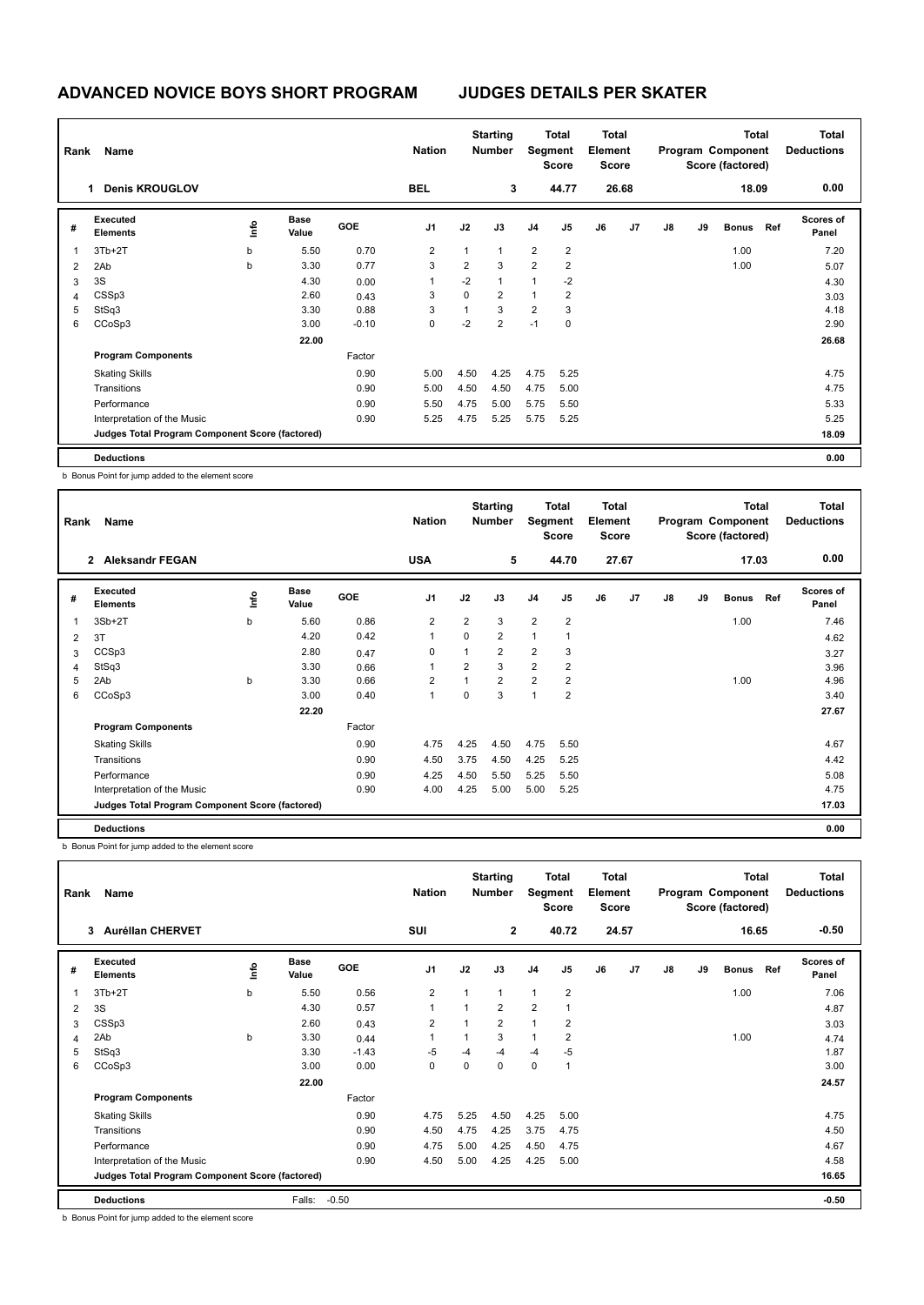# ADVANCED NOVICE BOYS SHORT PROGRAM JUDGES DETAILS PER SKATER

| Rank | Name | Nation | Starting Number | Total Segment Score | Total Element Score | Total Program Component Score (factored) | Total Deductions |
|---|---|---|---|---|---|---|---|
| 1 | Denis KROUGLOV | BEL | 3 | 44.77 | 26.68 | 18.09 | 0.00 |

| # | Executed Elements | Info | Base Value | GOE | J1 | J2 | J3 | J4 | J5 | J6 | J7 | J8 | J9 | Bonus | Ref | Scores of Panel |
|---|---|---|---|---|---|---|---|---|---|---|---|---|---|---|---|---|
| 1 | 3Tb+2T | b | 5.50 | 0.70 | 2 | 1 | 1 | 2 | 2 | | | | | 1.00 | | 7.20 |
| 2 | 2Ab | b | 3.30 | 0.77 | 3 | 2 | 3 | 2 | 2 | | | | | 1.00 | | 5.07 |
| 3 | 3S | | 4.30 | 0.00 | 1 | -2 | 1 | 1 | -2 | | | | | | | 4.30 |
| 4 | CSSp3 | | 2.60 | 0.43 | 3 | 0 | 2 | 1 | 2 | | | | | | | 3.03 |
| 5 | StSq3 | | 3.30 | 0.88 | 3 | 1 | 3 | 2 | 3 | | | | | | | 4.18 |
| 6 | CCoSp3 | | 3.00 | -0.10 | 0 | -2 | 2 | -1 | 0 | | | | | | | 2.90 |
| | | | 22.00 | | | | | | | | | | | | | 26.68 |
| | **Program Components** | | | Factor | | | | | | | | | | | | |
| | Skating Skills | | | 0.90 | 5.00 | 4.50 | 4.25 | 4.75 | 5.25 | | | | | | | 4.75 |
| | Transitions | | | 0.90 | 5.00 | 4.50 | 4.50 | 4.75 | 5.00 | | | | | | | 4.75 |
| | Performance | | | 0.90 | 5.50 | 4.75 | 5.00 | 5.75 | 5.50 | | | | | | | 5.33 |
| | Interpretation of the Music | | | 0.90 | 5.25 | 4.75 | 5.25 | 5.75 | 5.25 | | | | | | | 5.25 |
| | **Judges Total Program Component Score (factored)** | | | | | | | | | | | | | | | 18.09 |
| | **Deductions** | | | | | | | | | | | | | | | 0.00 |

b Bonus Point for jump added to the element score

| Rank | Name | Nation | Starting Number | Total Segment Score | Total Element Score | Total Program Component Score (factored) | Total Deductions |
|---|---|---|---|---|---|---|---|
| 2 | Aleksandr FEGAN | USA | 5 | 44.70 | 27.67 | 17.03 | 0.00 |

| # | Executed Elements | Info | Base Value | GOE | J1 | J2 | J3 | J4 | J5 | J6 | J7 | J8 | J9 | Bonus | Ref | Scores of Panel |
|---|---|---|---|---|---|---|---|---|---|---|---|---|---|---|---|---|
| 1 | 3Sb+2T | b | 5.60 | 0.86 | 2 | 2 | 3 | 2 | 2 | | | | | 1.00 | | 7.46 |
| 2 | 3T | | 4.20 | 0.42 | 1 | 0 | 2 | 1 | 1 | | | | | | | 4.62 |
| 3 | CCSp3 | | 2.80 | 0.47 | 0 | 1 | 2 | 2 | 3 | | | | | | | 3.27 |
| 4 | StSq3 | | 3.30 | 0.66 | 1 | 2 | 3 | 2 | 2 | | | | | | | 3.96 |
| 5 | 2Ab | b | 3.30 | 0.66 | 2 | 1 | 2 | 2 | 2 | | | | | 1.00 | | 4.96 |
| 6 | CCoSp3 | | 3.00 | 0.40 | 1 | 0 | 3 | 1 | 2 | | | | | | | 3.40 |
| | | | 22.20 | | | | | | | | | | | | | 27.67 |
| | **Program Components** | | | Factor | | | | | | | | | | | | |
| | Skating Skills | | | 0.90 | 4.75 | 4.25 | 4.50 | 4.75 | 5.50 | | | | | | | 4.67 |
| | Transitions | | | 0.90 | 4.50 | 3.75 | 4.50 | 4.25 | 5.25 | | | | | | | 4.42 |
| | Performance | | | 0.90 | 4.25 | 4.50 | 5.50 | 5.25 | 5.50 | | | | | | | 5.08 |
| | Interpretation of the Music | | | 0.90 | 4.00 | 4.25 | 5.00 | 5.00 | 5.25 | | | | | | | 4.75 |
| | **Judges Total Program Component Score (factored)** | | | | | | | | | | | | | | | 17.03 |
| | **Deductions** | | | | | | | | | | | | | | | 0.00 |

b Bonus Point for jump added to the element score

| Rank | Name | Nation | Starting Number | Total Segment Score | Total Element Score | Total Program Component Score (factored) | Total Deductions |
|---|---|---|---|---|---|---|---|
| 3 | Auréllan CHERVET | SUI | 2 | 40.72 | 24.57 | 16.65 | -0.50 |

| # | Executed Elements | Info | Base Value | GOE | J1 | J2 | J3 | J4 | J5 | J6 | J7 | J8 | J9 | Bonus | Ref | Scores of Panel |
|---|---|---|---|---|---|---|---|---|---|---|---|---|---|---|---|---|
| 1 | 3Tb+2T | b | 5.50 | 0.56 | 2 | 1 | 1 | 1 | 2 | | | | | 1.00 | | 7.06 |
| 2 | 3S | | 4.30 | 0.57 | 1 | 1 | 2 | 2 | 1 | | | | | | | 4.87 |
| 3 | CSSp3 | | 2.60 | 0.43 | 2 | 1 | 2 | 1 | 2 | | | | | | | 3.03 |
| 4 | 2Ab | b | 3.30 | 0.44 | 1 | 1 | 3 | 1 | 2 | | | | | 1.00 | | 4.74 |
| 5 | StSq3 | | 3.30 | -1.43 | -5 | -4 | -4 | -4 | -5 | | | | | | | 1.87 |
| 6 | CCoSp3 | | 3.00 | 0.00 | 0 | 0 | 0 | 0 | 1 | | | | | | | 3.00 |
| | | | 22.00 | | | | | | | | | | | | | 24.57 |
| | **Program Components** | | | Factor | | | | | | | | | | | | |
| | Skating Skills | | | 0.90 | 4.75 | 5.25 | 4.50 | 4.25 | 5.00 | | | | | | | 4.75 |
| | Transitions | | | 0.90 | 4.50 | 4.75 | 4.25 | 3.75 | 4.75 | | | | | | | 4.50 |
| | Performance | | | 0.90 | 4.75 | 5.00 | 4.25 | 4.50 | 4.75 | | | | | | | 4.67 |
| | Interpretation of the Music | | | 0.90 | 4.50 | 5.00 | 4.25 | 4.25 | 5.00 | | | | | | | 4.58 |
| | **Judges Total Program Component Score (factored)** | | | | | | | | | | | | | | | 16.65 |
| | **Deductions** | | Falls: -0.50 | | | | | | | | | | | | | -0.50 |

b Bonus Point for jump added to the element score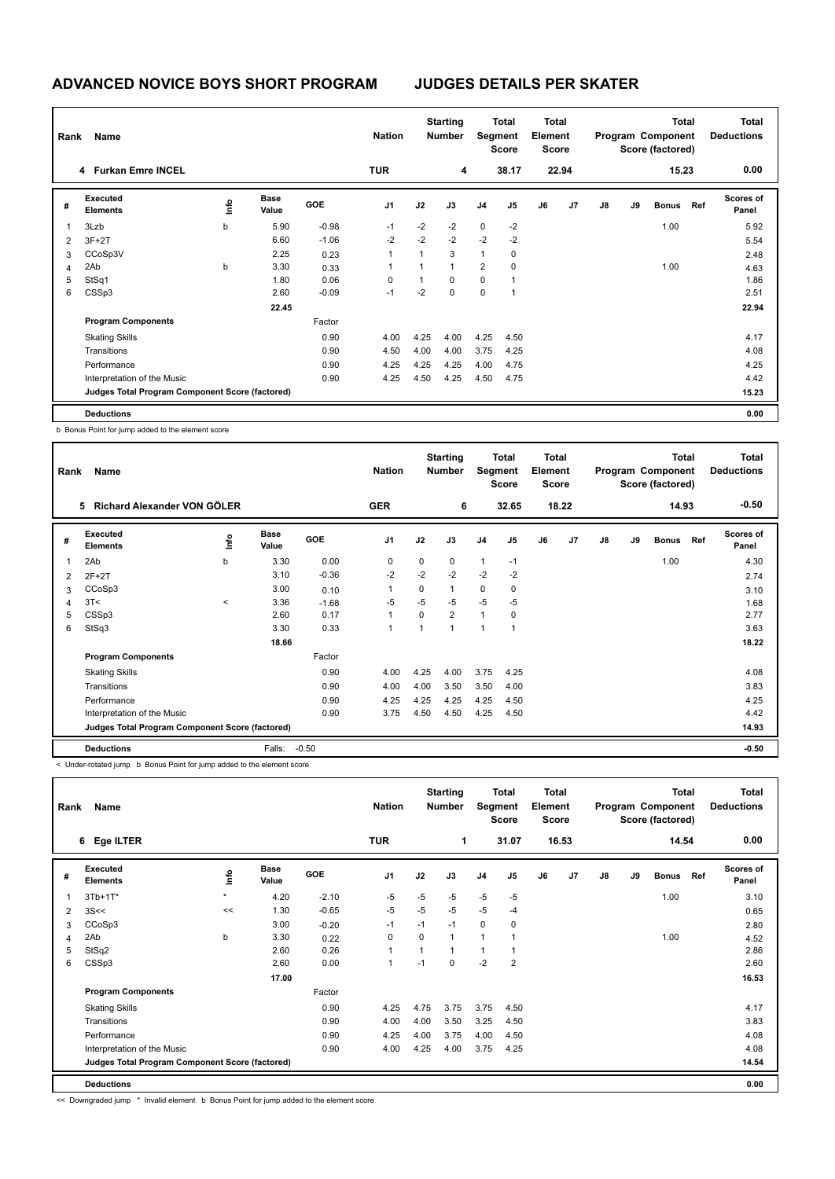# ADVANCED NOVICE BOYS SHORT PROGRAM — JUDGES DETAILS PER SKATER

| Rank | Name | Nation | Starting Number | Total Segment Score | Total Element Score | Total Program Component Score (factored) | Total Deductions |
|---|---|---|---|---|---|---|---|
| 4 | Furkan Emre INCEL | TUR | 4 | 38.17 | 22.94 | 15.23 | 0.00 |

| # | Executed Elements | Info | Base Value | GOE | J1 | J2 | J3 | J4 | J5 | J6 | J7 | J8 | J9 | Bonus | Ref | Scores of Panel |
|---|---|---|---|---|---|---|---|---|---|---|---|---|---|---|---|---|
| 1 | 3Lzb | b | 5.90 | -0.98 | -1 | -2 | -2 | 0 | -2 | | | | | 1.00 | | 5.92 |
| 2 | 3F+2T | | 6.60 | -1.06 | -2 | -2 | -2 | -2 | -2 | | | | | | | 5.54 |
| 3 | CCoSp3V | | 2.25 | 0.23 | 1 | 1 | 3 | 1 | 0 | | | | | | | 2.48 |
| 4 | 2Ab | b | 3.30 | 0.33 | 1 | 1 | 1 | 2 | 0 | | | | | 1.00 | | 4.63 |
| 5 | StSq1 | | 1.80 | 0.06 | 0 | 1 | 0 | 0 | 1 | | | | | | | 1.86 |
| 6 | CSSp3 | | 2.60 | -0.09 | -1 | -2 | 0 | 0 | 1 | | | | | | | 2.51 |
| | | | 22.45 | | | | | | | | | | | | | 22.94 |
| | **Program Components** | | | Factor | | | | | | | | | | | | |
| | Skating Skills | | | 0.90 | 4.00 | 4.25 | 4.00 | 4.25 | 4.50 | | | | | | | 4.17 |
| | Transitions | | | 0.90 | 4.50 | 4.00 | 4.00 | 3.75 | 4.25 | | | | | | | 4.08 |
| | Performance | | | 0.90 | 4.25 | 4.25 | 4.25 | 4.00 | 4.75 | | | | | | | 4.25 |
| | Interpretation of the Music | | | 0.90 | 4.25 | 4.50 | 4.25 | 4.50 | 4.75 | | | | | | | 4.42 |
| | **Judges Total Program Component Score (factored)** | | | | | | | | | | | | | | | 15.23 |
| | **Deductions** | | | | | | | | | | | | | | | 0.00 |

b Bonus Point for jump added to the element score

| Rank | Name | Nation | Starting Number | Total Segment Score | Total Element Score | Total Program Component Score (factored) | Total Deductions |
|---|---|---|---|---|---|---|---|
| 5 | Richard Alexander VON GÖLER | GER | 6 | 32.65 | 18.22 | 14.93 | -0.50 |

| # | Executed Elements | Info | Base Value | GOE | J1 | J2 | J3 | J4 | J5 | J6 | J7 | J8 | J9 | Bonus | Ref | Scores of Panel |
|---|---|---|---|---|---|---|---|---|---|---|---|---|---|---|---|---|
| 1 | 2Ab | b | 3.30 | 0.00 | 0 | 0 | 0 | 1 | -1 | | | | | 1.00 | | 4.30 |
| 2 | 2F+2T | | 3.10 | -0.36 | -2 | -2 | -2 | -2 | -2 | | | | | | | 2.74 |
| 3 | CCoSp3 | | 3.00 | 0.10 | 1 | 0 | 1 | 0 | 0 | | | | | | | 3.10 |
| 4 | 3T< | < | 3.36 | -1.68 | -5 | -5 | -5 | -5 | -5 | | | | | | | 1.68 |
| 5 | CSSp3 | | 2.60 | 0.17 | 1 | 0 | 2 | 1 | 0 | | | | | | | 2.77 |
| 6 | StSq3 | | 3.30 | 0.33 | 1 | 1 | 1 | 1 | 1 | | | | | | | 3.63 |
| | | | 18.66 | | | | | | | | | | | | | 18.22 |
| | **Program Components** | | | Factor | | | | | | | | | | | | |
| | Skating Skills | | | 0.90 | 4.00 | 4.25 | 4.00 | 3.75 | 4.25 | | | | | | | 4.08 |
| | Transitions | | | 0.90 | 4.00 | 4.00 | 3.50 | 3.50 | 4.00 | | | | | | | 3.83 |
| | Performance | | | 0.90 | 4.25 | 4.25 | 4.25 | 4.25 | 4.50 | | | | | | | 4.25 |
| | Interpretation of the Music | | | 0.90 | 3.75 | 4.50 | 4.50 | 4.25 | 4.50 | | | | | | | 4.42 |
| | **Judges Total Program Component Score (factored)** | | | | | | | | | | | | | | | 14.93 |
| | **Deductions** | | Falls: | -0.50 | | | | | | | | | | | | -0.50 |

< Under-rotated jump b Bonus Point for jump added to the element score

| Rank | Name | Nation | Starting Number | Total Segment Score | Total Element Score | Total Program Component Score (factored) | Total Deductions |
|---|---|---|---|---|---|---|---|
| 6 | Ege ILTER | TUR | 1 | 31.07 | 16.53 | 14.54 | 0.00 |

| # | Executed Elements | Info | Base Value | GOE | J1 | J2 | J3 | J4 | J5 | J6 | J7 | J8 | J9 | Bonus | Ref | Scores of Panel |
|---|---|---|---|---|---|---|---|---|---|---|---|---|---|---|---|---|
| 1 | 3Tb+1T* | * | 4.20 | -2.10 | -5 | -5 | -5 | -5 | -5 | | | | | 1.00 | | 3.10 |
| 2 | 3S<< | << | 1.30 | -0.65 | -5 | -5 | -5 | -5 | -4 | | | | | | | 0.65 |
| 3 | CCoSp3 | | 3.00 | -0.20 | -1 | -1 | -1 | 0 | 0 | | | | | | | 2.80 |
| 4 | 2Ab | b | 3.30 | 0.22 | 0 | 0 | 1 | 1 | 1 | | | | | 1.00 | | 4.52 |
| 5 | StSq2 | | 2.60 | 0.26 | 1 | 1 | 1 | 1 | 1 | | | | | | | 2.86 |
| 6 | CSSp3 | | 2.60 | 0.00 | 1 | -1 | 0 | -2 | 2 | | | | | | | 2.60 |
| | | | 17.00 | | | | | | | | | | | | | 16.53 |
| | **Program Components** | | | Factor | | | | | | | | | | | | |
| | Skating Skills | | | 0.90 | 4.25 | 4.75 | 3.75 | 3.75 | 4.50 | | | | | | | 4.17 |
| | Transitions | | | 0.90 | 4.00 | 4.00 | 3.50 | 3.25 | 4.50 | | | | | | | 3.83 |
| | Performance | | | 0.90 | 4.25 | 4.00 | 3.75 | 4.00 | 4.50 | | | | | | | 4.08 |
| | Interpretation of the Music | | | 0.90 | 4.00 | 4.25 | 4.00 | 3.75 | 4.25 | | | | | | | 4.08 |
| | **Judges Total Program Component Score (factored)** | | | | | | | | | | | | | | | 14.54 |
| | **Deductions** | | | | | | | | | | | | | | | 0.00 |

<< Downgraded jump * Invalid element b Bonus Point for jump added to the element score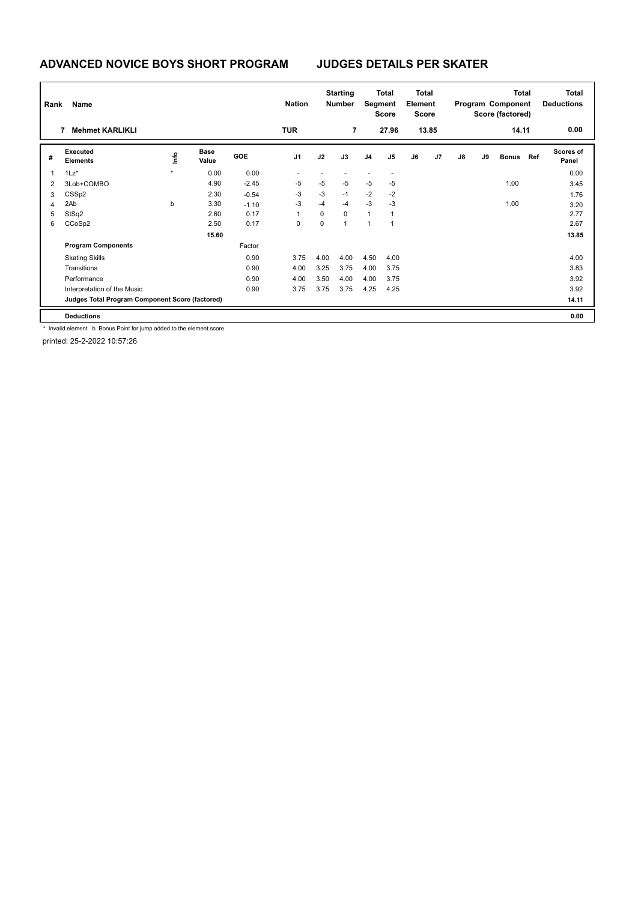# ADVANCED NOVICE BOYS SHORT PROGRAM — JUDGES DETAILS PER SKATER

| Rank | Name | Nation | Starting Number | Total Segment Score | Total Element Score | Total Program Component Score (factored) | Total Deductions |
|---|---|---|---|---|---|---|---|
| 7 | Mehmet KARLIKLI | TUR | 7 | 27.96 | 13.85 | 14.11 | 0.00 |

| # | Executed Elements | Info | Base Value | GOE | J1 | J2 | J3 | J4 | J5 | J6 | J7 | J8 | J9 | Bonus | Ref | Scores of Panel |
|---|---|---|---|---|---|---|---|---|---|---|---|---|---|---|---|---|
| 1 | 1Lz* | * | 0.00 | 0.00 | - | - | - | - | - | | | | | | | 0.00 |
| 2 | 3Lob+COMBO | | 4.90 | -2.45 | -5 | -5 | -5 | -5 | -5 | | | | | 1.00 | | 3.45 |
| 3 | CSSp2 | | 2.30 | -0.54 | -3 | -3 | -1 | -2 | -2 | | | | | | | 1.76 |
| 4 | 2Ab | b | 3.30 | -1.10 | -3 | -4 | -4 | -3 | -3 | | | | | 1.00 | | 3.20 |
| 5 | StSq2 | | 2.60 | 0.17 | 1 | 0 | 0 | 1 | 1 | | | | | | | 2.77 |
| 6 | CCoSp2 | | 2.50 | 0.17 | 0 | 0 | 1 | 1 | 1 | | | | | | | 2.67 |
| | | | 15.60 | | | | | | | | | | | | | 13.85 |
| | **Program Components** | | | Factor | | | | | | | | | | | | |
| | Skating Skills | | | 0.90 | 3.75 | 4.00 | 4.00 | 4.50 | 4.00 | | | | | | | 4.00 |
| | Transitions | | | 0.90 | 4.00 | 3.25 | 3.75 | 4.00 | 3.75 | | | | | | | 3.83 |
| | Performance | | | 0.90 | 4.00 | 3.50 | 4.00 | 4.00 | 3.75 | | | | | | | 3.92 |
| | Interpretation of the Music | | | 0.90 | 3.75 | 3.75 | 3.75 | 4.25 | 4.25 | | | | | | | 3.92 |
| | **Judges Total Program Component Score (factored)** | | | | | | | | | | | | | | | 14.11 |
| | **Deductions** | | | | | | | | | | | | | | | 0.00 |

\* Invalid element b Bonus Point for jump added to the element score

printed: 25-2-2022 10:57:26